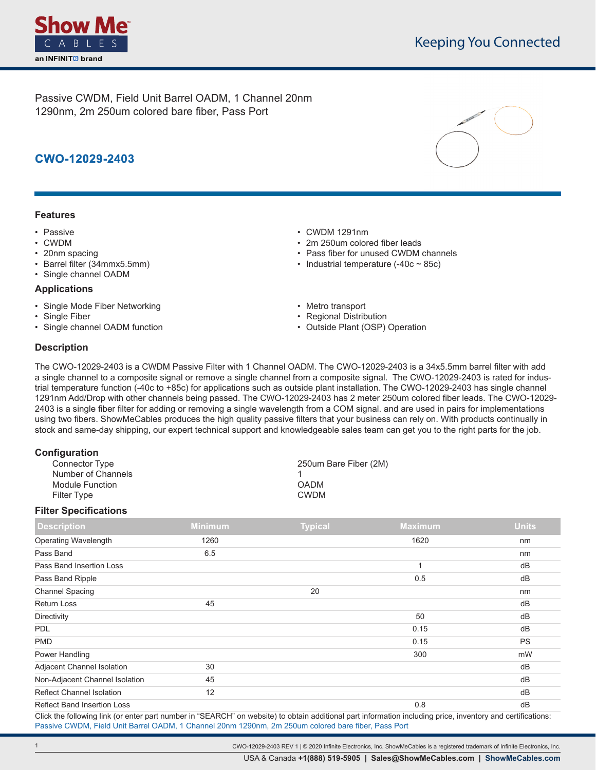Passive CWDM, Field Unit Barrel OADM, 1 Channel 20nm 1290nm, 2m 250um colored bare fiber, Pass Port

## CWO-12029-2403

### Features

- Passive
- CWDM
- 20nm spacing
- Barrel filter (34mmx5.5mm)
- Single channel OADM
- CWDM 1291nm
- 2m 250um colored fiber leads
- Pass fiber for unused CWDM channels
- Industrial temperature (-40c ~ 85c)

### Applications

- Single Mode Fiber Networking
- Single Fiber
- Single channel OADM function
- Metro transport
- Regional Distribution
- Outside Plant (OSP) Operation

### Description

The CWO-12029-2403 is a CWDM Passive Filter with 1 Channel OADM. The CWO-12029-2403 is a 34x5.5mm barrel filter with add a single channel to a composite signal or remove a single channel from a composite signal. The CWO-12029-2403 is rated for industrial temperature function (-40c to +85c) for applications such as outside plant installation. The CWO-12029-2403 has single channel 1291nm Add/Drop with other channels being passed. The CWO-12029-2403 has 2 meter 250um colored fiber leads. The CWO-12029-2403 is a single fiber filter for adding or removing a single wavelength from a COM signal. and are used in pairs for implementations using two fibers. ShowMeCables produces the high quality passive filters that your business can rely on. With products continually in stock and same-day shipping, our expert technical support and knowledgeable sales team can get you to the right parts for the job.

### Configuration

| | |
|---|---|
| Connector Type | 250um Bare Fiber (2M) |
| Number of Channels | 1 |
| Module Function | OADM |
| Filter Type | CWDM |

### Filter Specifications

| Description | Minimum | Typical | Maximum | Units |
|---|---|---|---|---|
| Operating Wavelength | 1260 | | 1620 | nm |
| Pass Band | 6.5 | | | nm |
| Pass Band Insertion Loss | | | 1 | dB |
| Pass Band Ripple | | | 0.5 | dB |
| Channel Spacing | | 20 | | nm |
| Return Loss | 45 | | | dB |
| Directivity | | | 50 | dB |
| PDL | | | 0.15 | dB |
| PMD | | | 0.15 | PS |
| Power Handling | | | 300 | mW |
| Adjacent Channel Isolation | 30 | | | dB |
| Non-Adjacent Channel Isolation | 45 | | | dB |
| Reflect Channel Isolation | 12 | | | dB |
| Reflect Band Insertion Loss | | | 0.8 | dB |

Click the following link (or enter part number in "SEARCH" on website) to obtain additional part information including price, inventory and certifications:
Passive CWDM, Field Unit Barrel OADM, 1 Channel 20nm 1290nm, 2m 250um colored bare fiber, Pass Port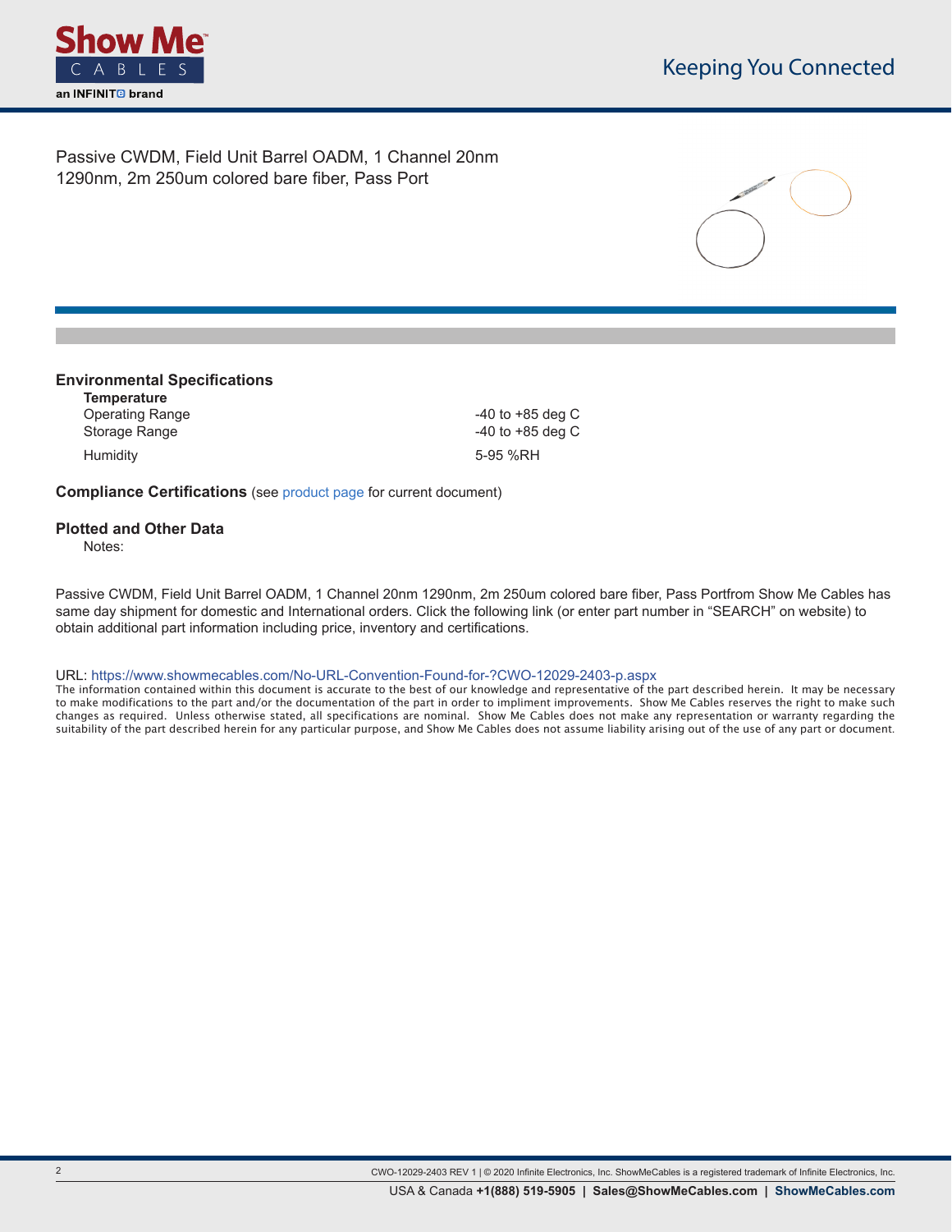Passive CWDM, Field Unit Barrel OADM, 1 Channel 20nm 1290nm, 2m 250um colored bare fiber, Pass Port

## Environmental Specifications

**Temperature**

| | |
|---|---|
| Operating Range | -40 to +85 deg C |
| Storage Range | -40 to +85 deg C |
| Humidity | 5-95 %RH |

**Compliance Certifications** (see product page for current document)

## Plotted and Other Data

Notes:

Passive CWDM, Field Unit Barrel OADM, 1 Channel 20nm 1290nm, 2m 250um colored bare fiber, Pass Portfrom Show Me Cables has same day shipment for domestic and International orders. Click the following link (or enter part number in "SEARCH" on website) to obtain additional part information including price, inventory and certifications.

URL: https://www.showmecables.com/No-URL-Convention-Found-for-?CWO-12029-2403-p.aspx

The information contained within this document is accurate to the best of our knowledge and representative of the part described herein. It may be necessary to make modifications to the part and/or the documentation of the part in order to impliment improvements. Show Me Cables reserves the right to make such changes as required. Unless otherwise stated, all specifications are nominal. Show Me Cables does not make any representation or warranty regarding the suitability of the part described herein for any particular purpose, and Show Me Cables does not assume liability arising out of the use of any part or document.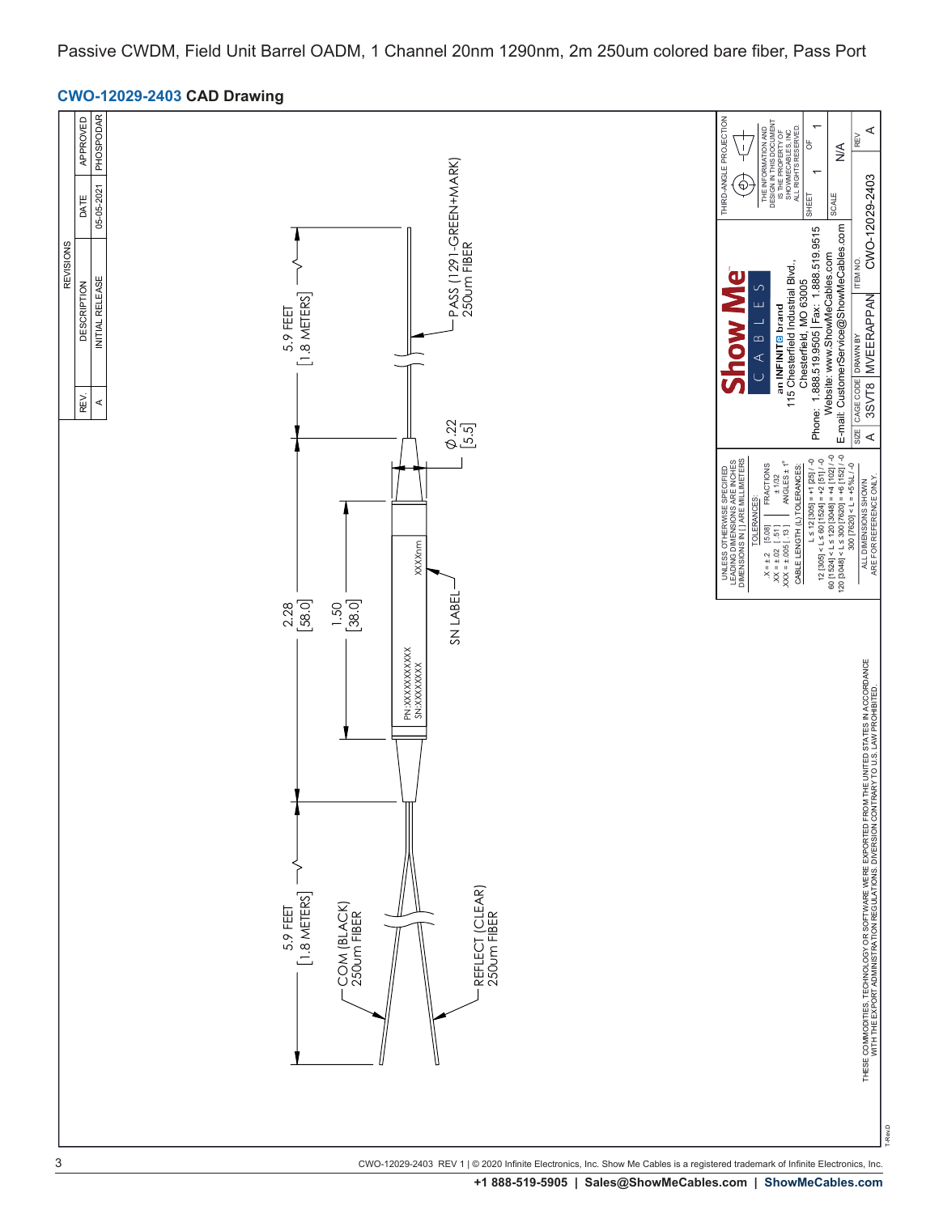Passive CWDM, Field Unit Barrel OADM, 1 Channel 20nm 1290nm, 2m 250um colored bare fiber, Pass Port

## CWO-12029-2403 CAD Drawing

REVISIONS

| REV. | DESCRIPTION | DATE | APPROVED |
| --- | --- | --- | --- |
| A | INITIAL RELEASE | 05-05-2021 | PHOSPODAR |

5.9 FEET [1.8 METERS]

PASS (1291-GREEN+MARK) 250um FIBER

Ø.22 [5.5]

2.28 [58.0]

1.50 [38.0]

XXXXnm

SN LABEL

PN:XXXXXXXXXXXX
SN:XXXXXXXXX

5.9 FEET [1.8 METERS]

COM (BLACK) 250um FIBER

REFLECT (CLEAR) 250um FIBER

UNLESS OTHERWISE SPECIFIED
LEADING DIMENSIONS ARE INCHES
DIMENSIONS IN [ ] ARE MILLIMETERS

TOLERANCES:
.X = ±.2 [5.08]
.XX = ±.02 [.51]
.XXX = ±.005 [.13]
FRACTIONS ± 1/32
ANGLES ± 1°

CABLE LENGTH (L) TOLERANCES:
L ≤ 12 [305] = +1 [25] / -0
12 [305] < L ≤ 60 [1524] = +2 [51] / -0
60 [1524] < L ≤ 120 [3048] = +4 [102] / -0
120 [3048] < L ≤ 300 [7620] = +6 [152] / -0
300 [7620] < L = +5%L / -0

ALL DIMENSIONS SHOWN ARE FOR REFERENCE ONLY.

Show Me CABLES
an INFINITE brand
115 Chesterfield Industrial Blvd.,
Chesterfield, MO 63005
Phone: 1.888.519.9505 | Fax: 1.888.519.9515
Website: www.ShowMeCables.com
E-mail: CustomerService@ShowMeCables.com

THIRD-ANGLE PROJECTION

THE INFORMATION AND DESIGN IN THIS DOCUMENT IS THE PROPERTY OF SHOWMECABLES, INC ALL RIGHTS RESERVED.

| SIZE | CAGE CODE | DRAWN BY | ITEM NO. | SHEET | SCALE | REV |
| --- | --- | --- | --- | --- | --- | --- |
| A | 3SVT8 | MVEERAPPAN | CWO-12029-2403 | 1 OF 1 | N/A | A |

THESE COMMODITIES, TECHNOLOGY OR SOFTWARE WERE EXPORTED FROM THE UNITED STATES IN ACCORDANCE WITH THE EXPORT ADMINISTRATION REGULATIONS. DIVERSION CONTRARY TO U.S. LAW PROHIBITED.

T-RevD

CWO-12029-2403 REV 1 | © 2020 Infinite Electronics, Inc. Show Me Cables is a registered trademark of Infinite Electronics, Inc.

**+1 888-519-5905 | Sales@ShowMeCables.com | ShowMeCables.com**